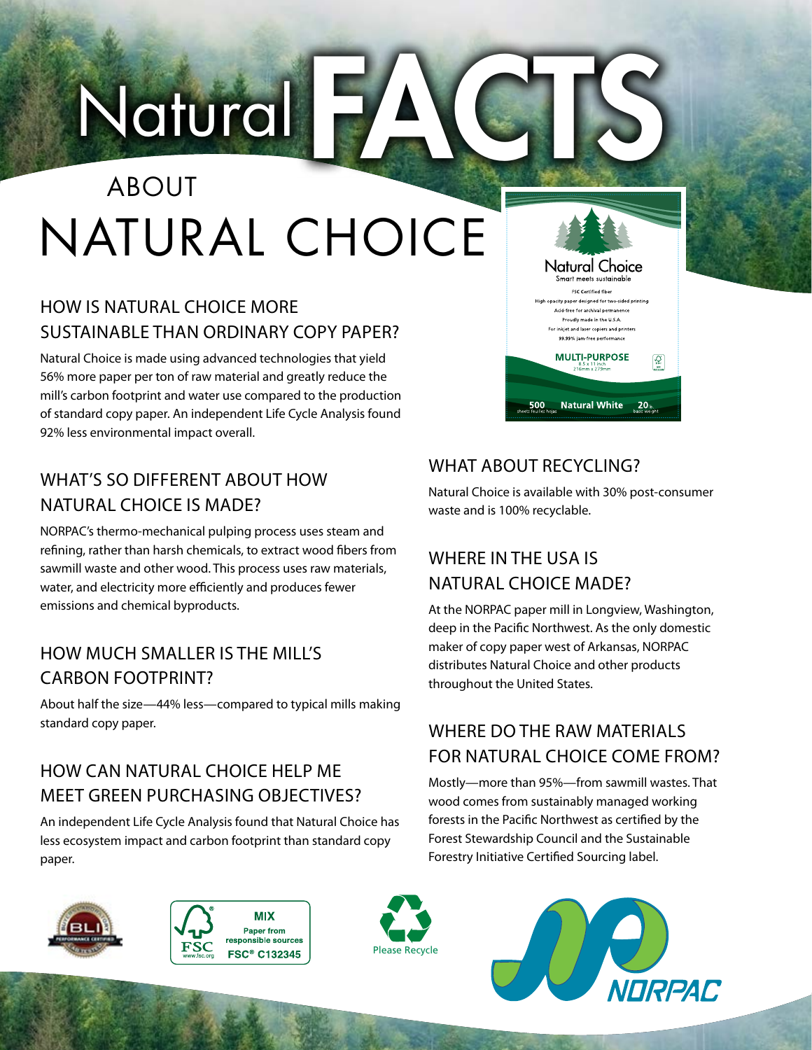# Natural FACTS

## ABOUT NATURAL CHOICE

### HOW IS NATURAL CHOICE MORE SUSTAINABLE THAN ORDINARY COPY PAPER?

Natural Choice is made using advanced technologies that yield 56% more paper per ton of raw material and greatly reduce the mill's carbon footprint and water use compared to the production of standard copy paper. An independent Life Cycle Analysis found 92% less environmental impact overall.

### WHAT'S SO DIFFERENT ABOUT HOW NATURAL CHOICE IS MADE?

NORPAC's thermo-mechanical pulping process uses steam and refining, rather than harsh chemicals, to extract wood fibers from sawmill waste and other wood. This process uses raw materials, water, and electricity more efficiently and produces fewer emissions and chemical byproducts.

### HOW MUCH SMALLER IS THE MILL'S CARBON FOOTPRINT?

About half the size—44% less—compared to typical mills making standard copy paper.

### HOW CAN NATURAL CHOICE HELP ME MEET GREEN PURCHASING OBJECTIVES?

An independent Life Cycle Analysis found that Natural Choice has less ecosystem impact and carbon footprint than standard copy paper.

Natural Choice
Smart meets sustainable

FSC Certified fiber
High opacity paper designed for two-sided printing
Acid-free for archival permanence
Proudly made in the U.S.A.
For inkjet and laser copiers and printers
99.99% jam-free performance

MULTI-PURPOSE
8.5 x 11 inch
216mm x 279mm

500 sheets feuilles hojas | Natural White | 20 lb. basic weight

### WHAT ABOUT RECYCLING?

Natural Choice is available with 30% post-consumer waste and is 100% recyclable.

### WHERE IN THE USA IS NATURAL CHOICE MADE?

At the NORPAC paper mill in Longview, Washington, deep in the Pacific Northwest. As the only domestic maker of copy paper west of Arkansas, NORPAC distributes Natural Choice and other products throughout the United States.

### WHERE DO THE RAW MATERIALS FOR NATURAL CHOICE COME FROM?

Mostly—more than 95%—from sawmill wastes. That wood comes from sustainably managed working forests in the Pacific Northwest as certified by the Forest Stewardship Council and the Sustainable Forestry Initiative Certified Sourcing label.

BLI Performance Certified

FSC www.fsc.org — MIX — Paper from responsible sources — FSC® C132345

Please Recycle

NORPAC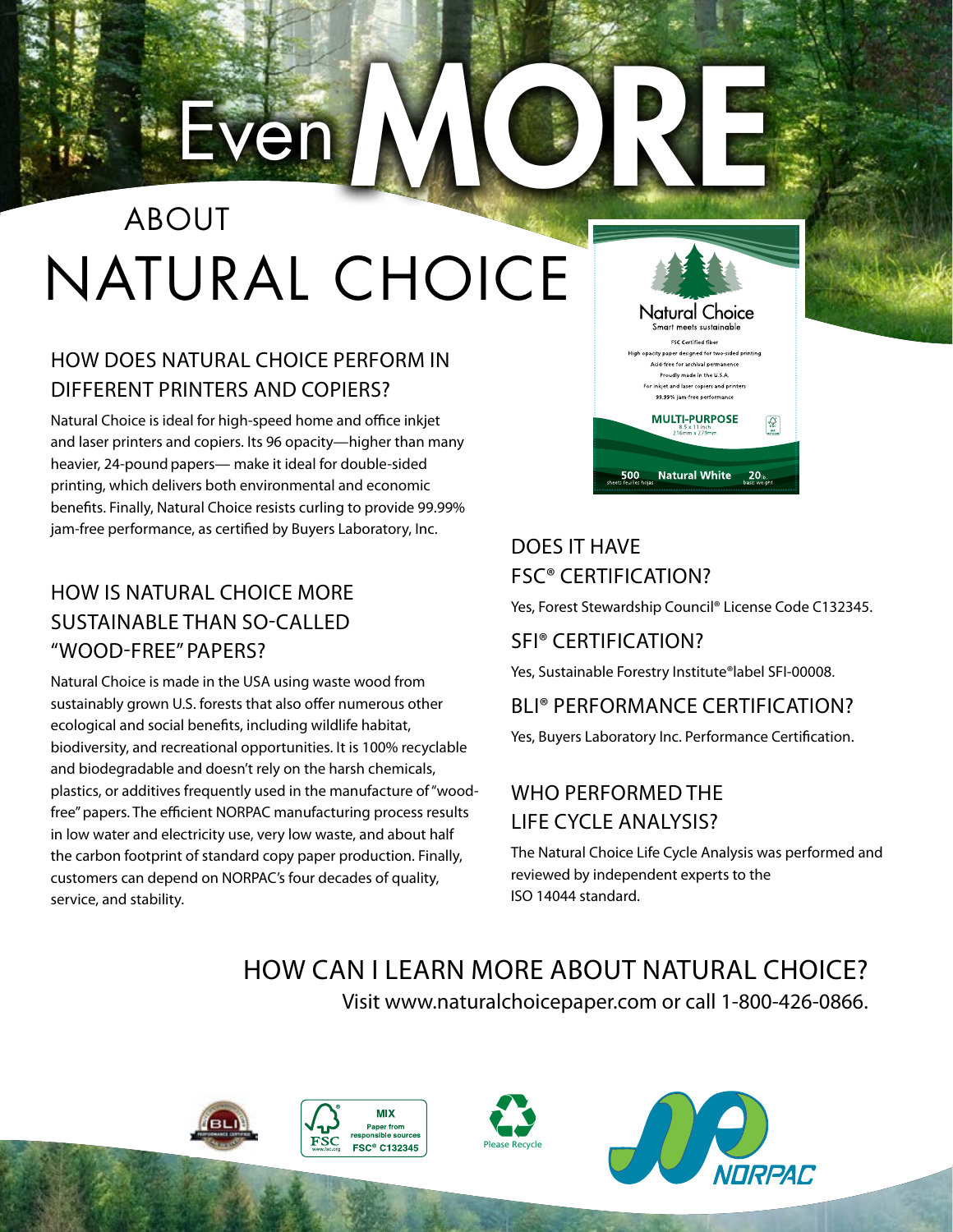# Even MORE

## ABOUT NATURAL CHOICE

### HOW DOES NATURAL CHOICE PERFORM IN DIFFERENT PRINTERS AND COPIERS?

Natural Choice is ideal for high-speed home and office inkjet and laser printers and copiers. Its 96 opacity—higher than many heavier, 24-pound papers— make it ideal for double-sided printing, which delivers both environmental and economic benefits. Finally, Natural Choice resists curling to provide 99.99% jam-free performance, as certified by Buyers Laboratory, Inc.

### HOW IS NATURAL CHOICE MORE SUSTAINABLE THAN SO-CALLED "WOOD-FREE" PAPERS?

Natural Choice is made in the USA using waste wood from sustainably grown U.S. forests that also offer numerous other ecological and social benefits, including wildlife habitat, biodiversity, and recreational opportunities. It is 100% recyclable and biodegradable and doesn't rely on the harsh chemicals, plastics, or additives frequently used in the manufacture of "wood-free" papers. The efficient NORPAC manufacturing process results in low water and electricity use, very low waste, and about half the carbon footprint of standard copy paper production. Finally, customers can depend on NORPAC's four decades of quality, service, and stability.

### DOES IT HAVE FSC® CERTIFICATION?

Yes, Forest Stewardship Council® License Code C132345.

### SFI® CERTIFICATION?

Yes, Sustainable Forestry Institute®label SFI-00008.

### BLI® PERFORMANCE CERTIFICATION?

Yes, Buyers Laboratory Inc. Performance Certification.

### WHO PERFORMED THE LIFE CYCLE ANALYSIS?

The Natural Choice Life Cycle Analysis was performed and reviewed by independent experts to the ISO 14044 standard.

## HOW CAN I LEARN MORE ABOUT NATURAL CHOICE?

Visit www.naturalchoicepaper.com or call 1-800-426-0866.